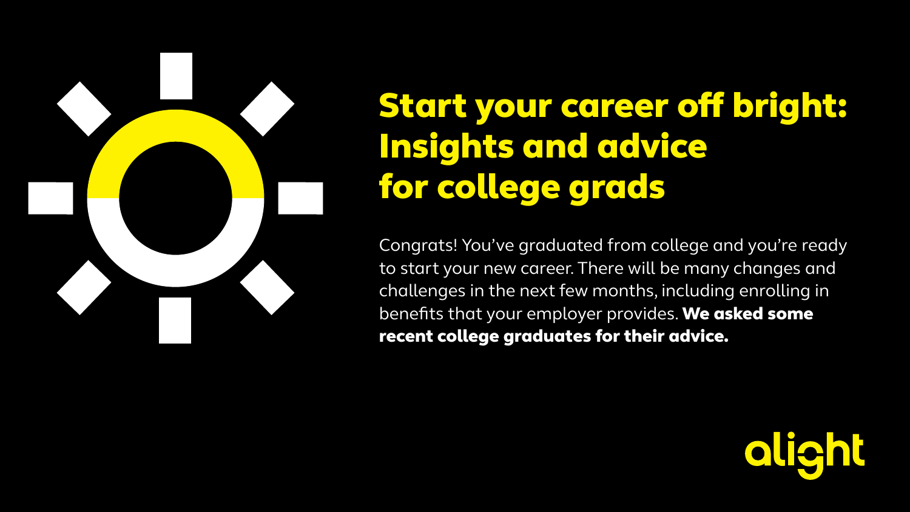# Start your career off bright: Insights and advice for college grads

Congrats! You've graduated from college and you're ready to start your new career. There will be many changes and challenges in the next few months, including enrolling in benefits that your employer provides. **We asked some recent college graduates for their advice.**

alight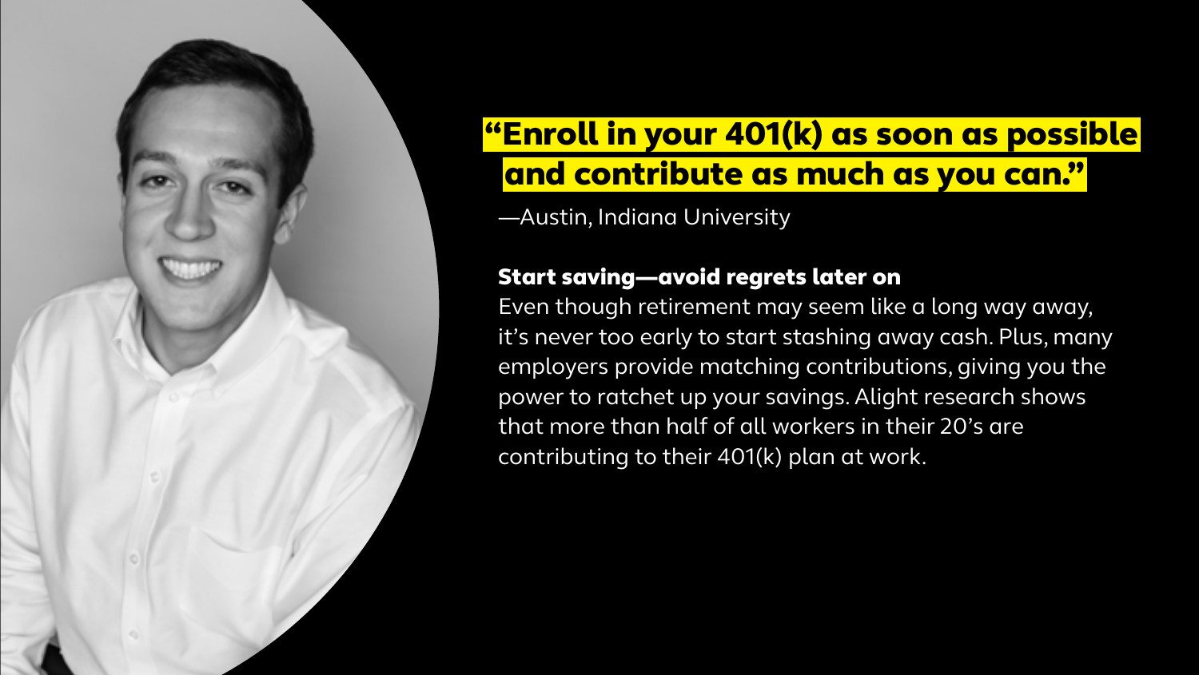## “Enroll in your 401(k) as soon as possible and contribute as much as you can.”

—Austin, Indiana University

**Start saving—avoid regrets later on**

Even though retirement may seem like a long way away, it’s never too early to start stashing away cash. Plus, many employers provide matching contributions, giving you the power to ratchet up your savings. Alight research shows that more than half of all workers in their 20’s are contributing to their 401(k) plan at work.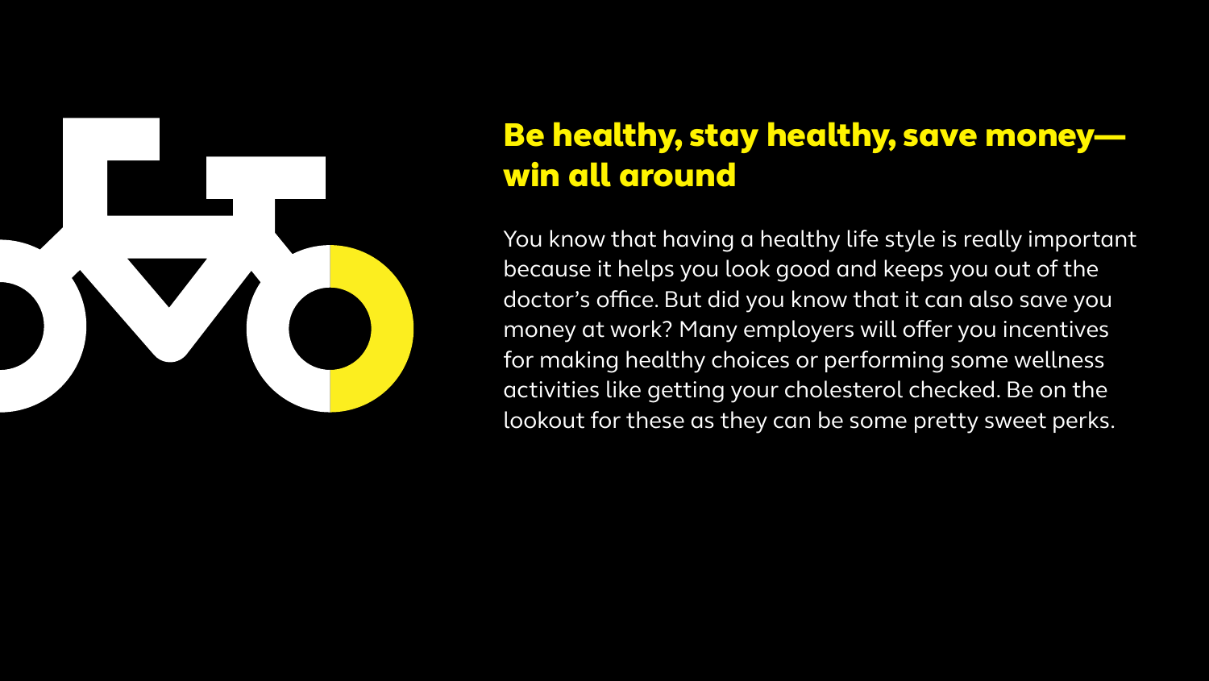## Be healthy, stay healthy, save money—win all around

You know that having a healthy life style is really important because it helps you look good and keeps you out of the doctor's office. But did you know that it can also save you money at work? Many employers will offer you incentives for making healthy choices or performing some wellness activities like getting your cholesterol checked. Be on the lookout for these as they can be some pretty sweet perks.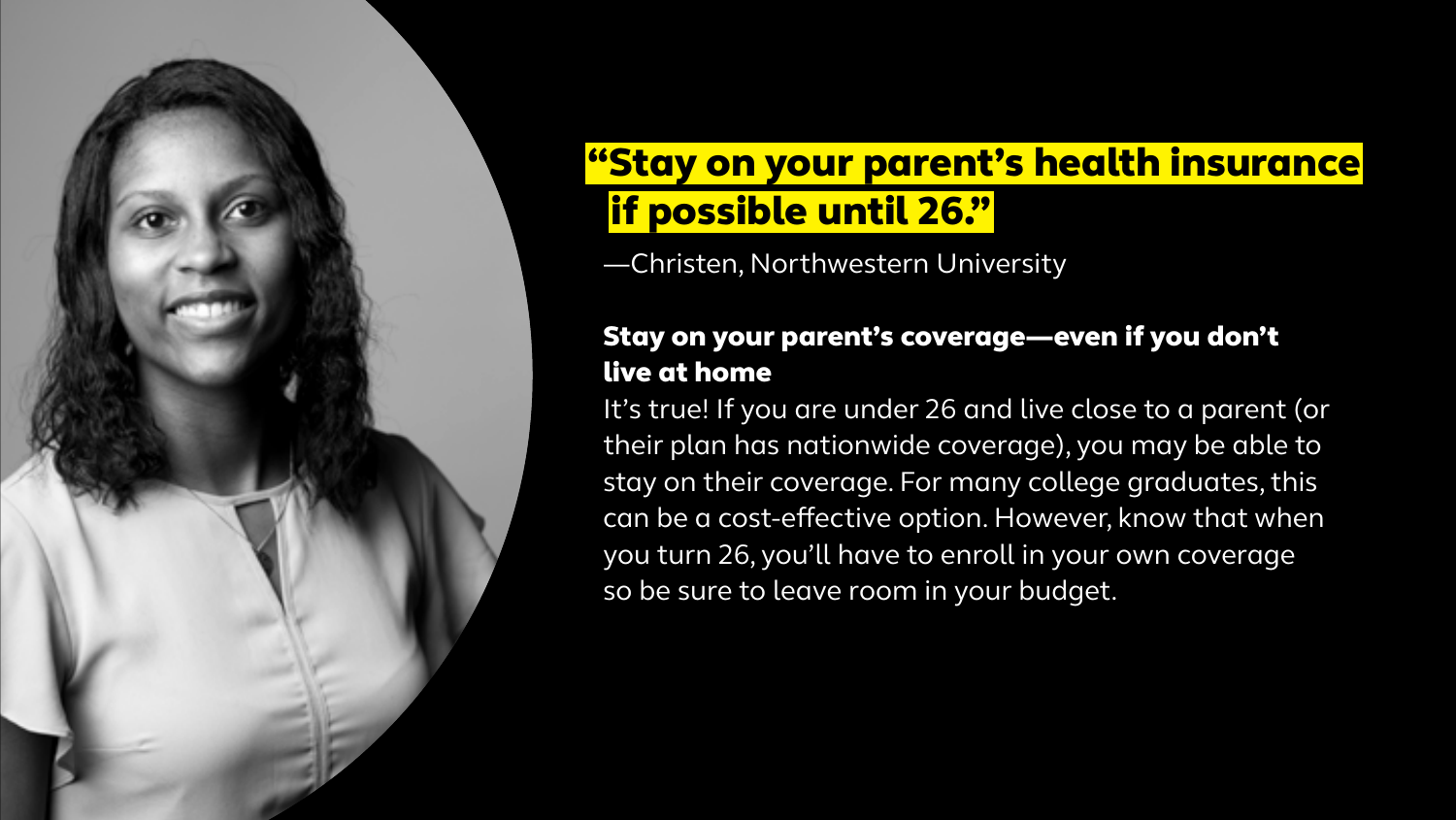## “Stay on your parent’s health insurance if possible until 26.”

—Christen, Northwestern University

**Stay on your parent’s coverage—even if you don’t live at home**

It’s true! If you are under 26 and live close to a parent (or their plan has nationwide coverage), you may be able to stay on their coverage. For many college graduates, this can be a cost-effective option. However, know that when you turn 26, you’ll have to enroll in your own coverage so be sure to leave room in your budget.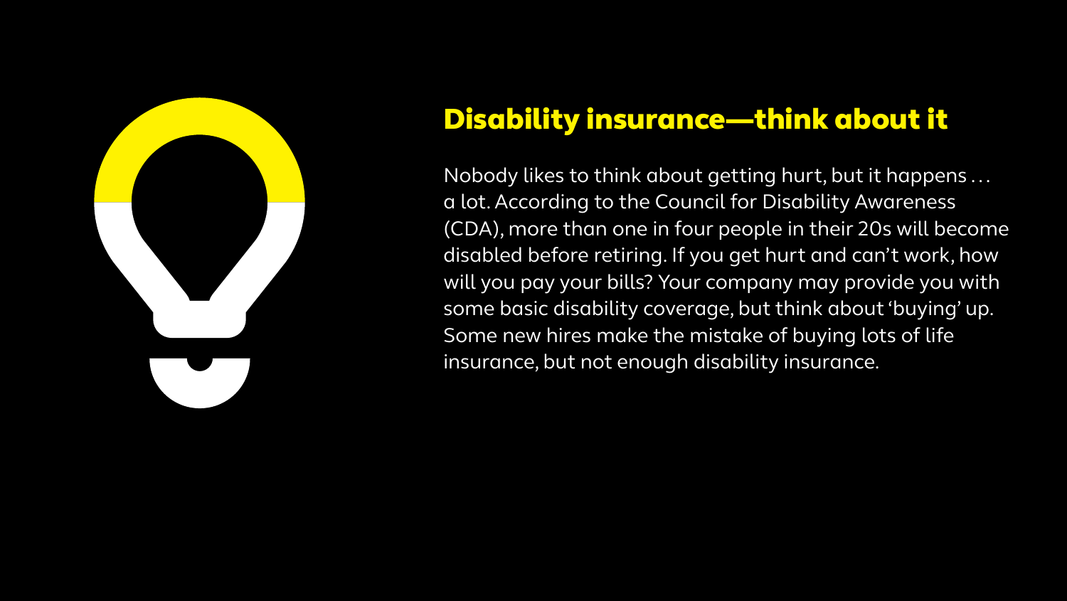## Disability insurance—think about it

Nobody likes to think about getting hurt, but it happens . . . a lot. According to the Council for Disability Awareness (CDA), more than one in four people in their 20s will become disabled before retiring. If you get hurt and can't work, how will you pay your bills? Your company may provide you with some basic disability coverage, but think about 'buying' up. Some new hires make the mistake of buying lots of life insurance, but not enough disability insurance.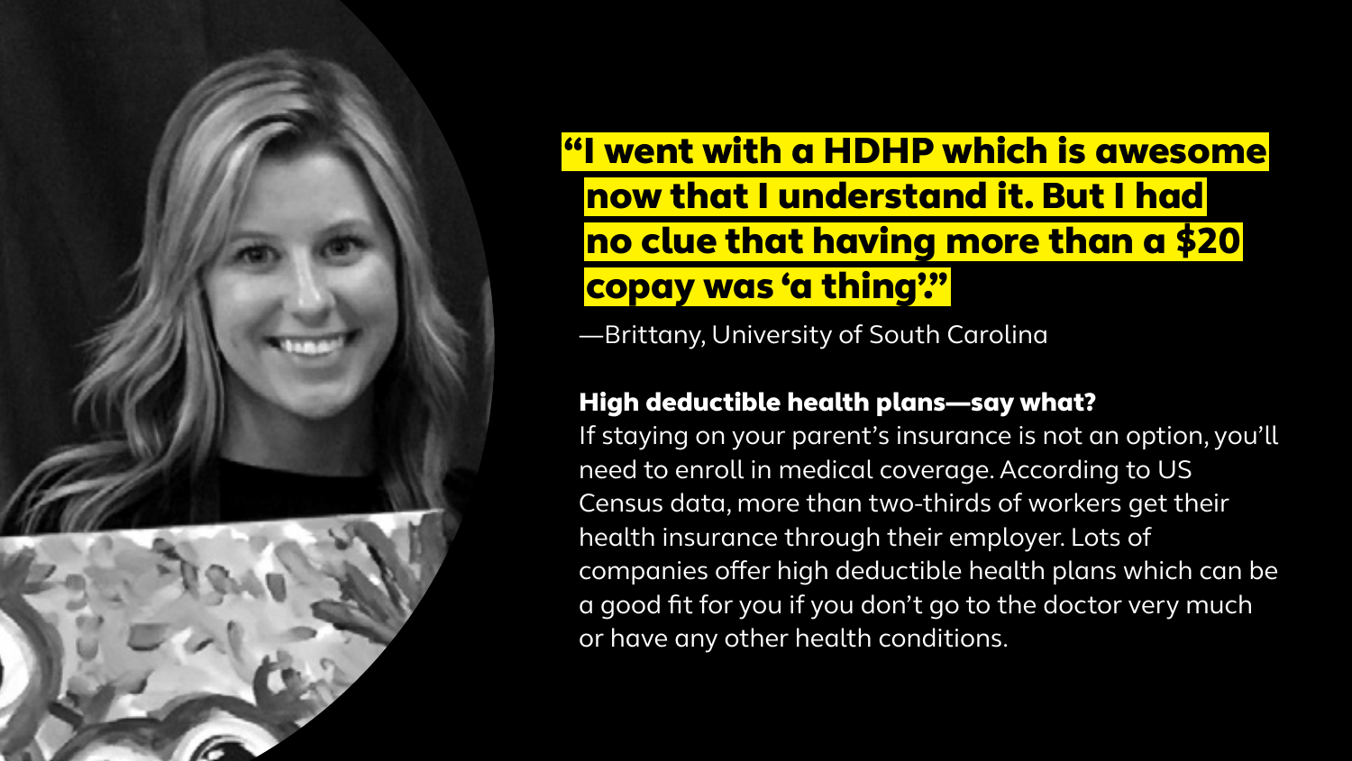> **"I went with a HDHP which is awesome now that I understand it. But I had no clue that having more than a $20 copay was 'a thing.'"**
>
> —Brittany, University of South Carolina

### High deductible health plans—say what?

If staying on your parent's insurance is not an option, you'll need to enroll in medical coverage. According to US Census data, more than two-thirds of workers get their health insurance through their employer. Lots of companies offer high deductible health plans which can be a good fit for you if you don't go to the doctor very much or have any other health conditions.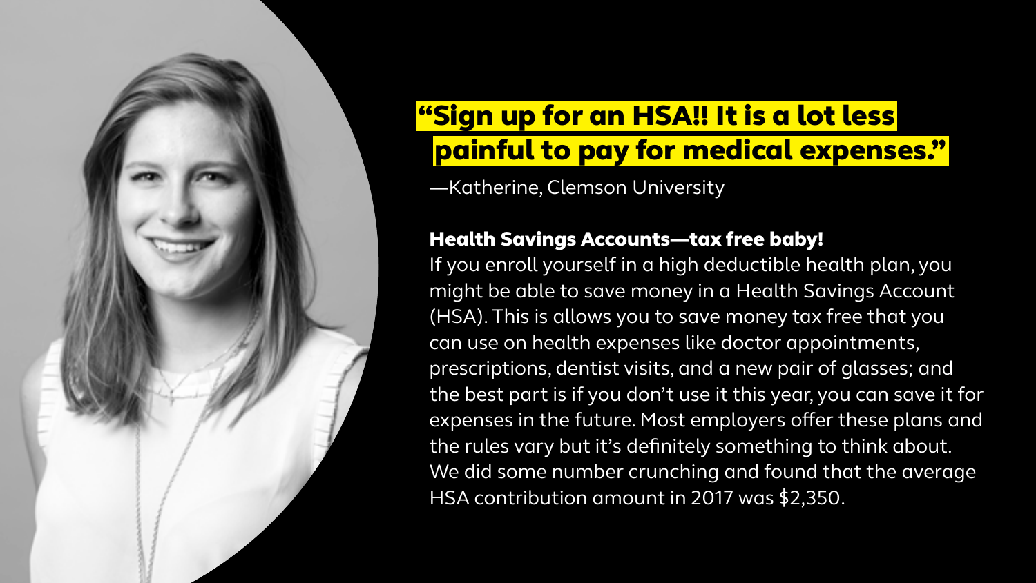# "Sign up for an HSA!! It is a lot less painful to pay for medical expenses."

—Katherine, Clemson University

**Health Savings Accounts—tax free baby!**

If you enroll yourself in a high deductible health plan, you might be able to save money in a Health Savings Account (HSA). This is allows you to save money tax free that you can use on health expenses like doctor appointments, prescriptions, dentist visits, and a new pair of glasses; and the best part is if you don't use it this year, you can save it for expenses in the future. Most employers offer these plans and the rules vary but it's definitely something to think about. We did some number crunching and found that the average HSA contribution amount in 2017 was $2,350.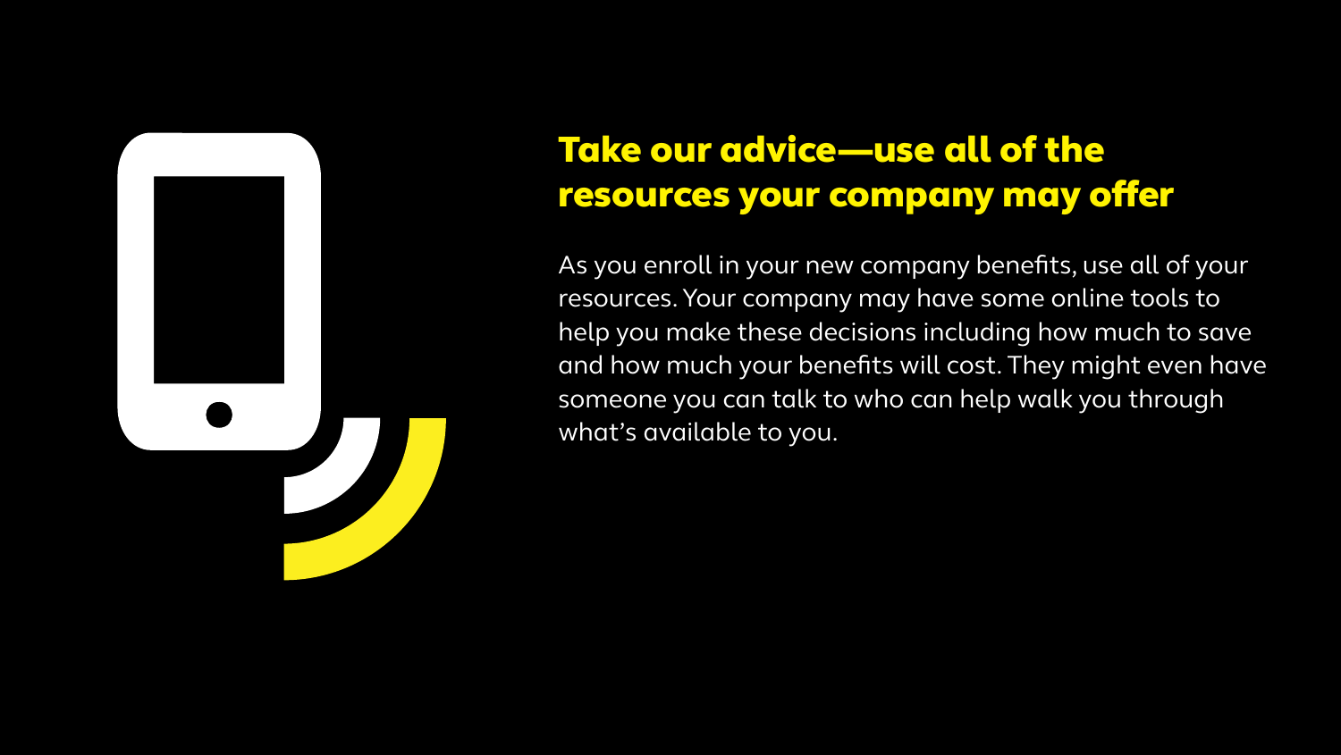## Take our advice—use all of the resources your company may offer

As you enroll in your new company benefits, use all of your resources. Your company may have some online tools to help you make these decisions including how much to save and how much your benefits will cost. They might even have someone you can talk to who can help walk you through what's available to you.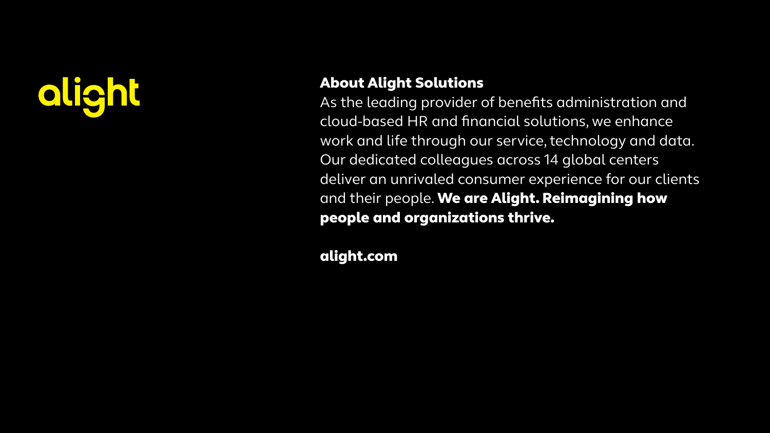alight

## About Alight Solutions

As the leading provider of benefits administration and cloud-based HR and financial solutions, we enhance work and life through our service, technology and data. Our dedicated colleagues across 14 global centers deliver an unrivaled consumer experience for our clients and their people. **We are Alight. Reimagining how people and organizations thrive.**

**alight.com**